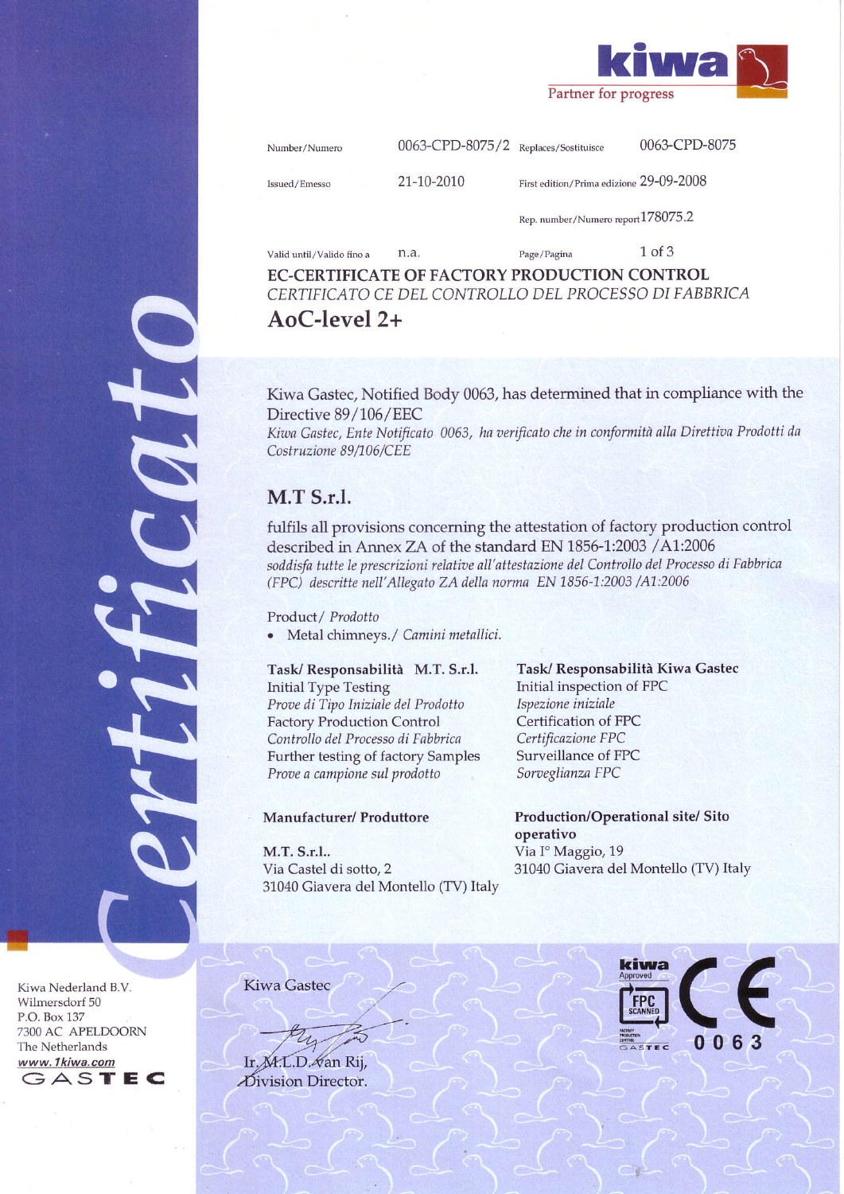kiwa
Partner for progress

| | | | |
|---|---|---|---|
| Number/Numero | 0063-CPD-8075/2 | Replaces/Sostituisce | 0063-CPD-8075 |
| Issued/Emesso | 21-10-2010 | First edition/Prima edizione | 29-09-2008 |
| | | Rep. number/Numero report | 178075.2 |
| Valid until/Valido fino a | n.a. | | |

# EC-CERTIFICATE OF FACTORY PRODUCTION CONTROL

*CERTIFICATO CE DEL CONTROLLO DEL PROCESSO DI FABBRICA*

## AoC-level 2+

Kiwa Gastec, Notified Body 0063, has determined that in compliance with the Directive 89/106/EEC

*Kiwa Gastec, Ente Notificato 0063, ha verificato che in conformità alla Direttiva Prodotti da Costruzione 89/106/CEE*

## M.T S.r.l.

fulfils all provisions concerning the attestation of factory production control described in Annex ZA of the standard EN 1856-1:2003 /A1:2006

*soddisfa tutte le prescrizioni relative all'attestazione del Controllo del Processo di Fabbrica (FPC) descritte nell'Allegato ZA della norma EN 1856-1:2003 /A1:2006*

Product/ *Prodotto*

- Metal chimneys./ *Camini metallici.*

**Task/ Responsabilità M.T. S.r.l.**

Initial Type Testing
*Prove di Tipo Iniziale del Prodotto*
Factory Production Control
*Controllo del Processo di Fabbrica*
Further testing of factory Samples
*Prove a campione sul prodotto*

**Task/ Responsabilità Kiwa Gastec**

Initial inspection of FPC
*Ispezione iniziale*
Certification of FPC
*Certificazione FPC*
Surveillance of FPC
*Sorveglianza FPC*

**Manufacturer/ Produttore**

M.T. S.r.l..
Via Castel di sotto, 2
31040 Giavera del Montello (TV) Italy

**Production/Operational site/ Sito operativo**

Via I° Maggio, 19
31040 Giavera del Montello (TV) Italy

Kiwa Gastec

Ir. M.L.D. van Rij,
Division Director.

Kiwa Nederland B.V.
Wilmersdorf 50
P.O. Box 137
7300 AC APELDOORN
The Netherlands
www.1kiwa.com
GASTEC

kiwa Approved FPC SCANNED GASTEC
CE 0063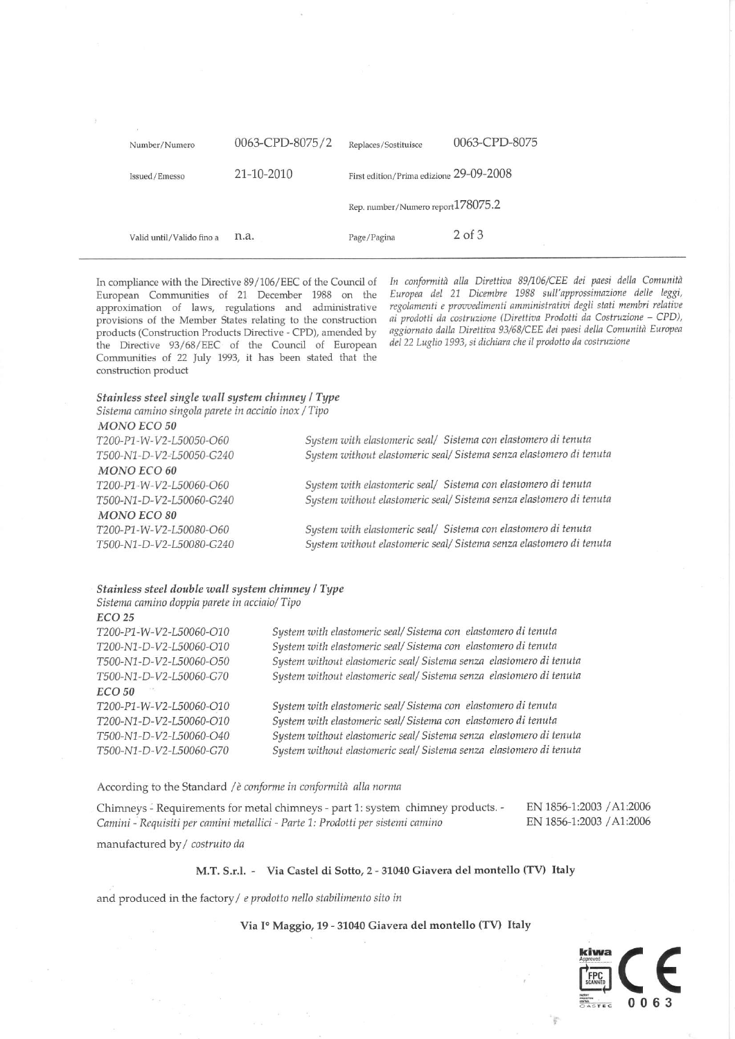| Number/Numero | 0063-CPD-8075/2 | Replaces/Sostituisce | 0063-CPD-8075 |
|---|---|---|---|
| Issued/Emesso | 21-10-2010 | First edition/Prima edizione | 29-09-2008 |
| | | Rep. number/Numero report | 178075.2 |
| Valid until/Valido fino a | n.a. | Page/Pagina | 2 of 3 |

In compliance with the Directive 89/106/EEC of the Council of European Communities of 21 December 1988 on the approximation of laws, regulations and administrative provisions of the Member States relating to the construction products (Construction Products Directive - CPD), amended by the Directive 93/68/EEC of the Council of European Communities of 22 July 1993, it has been stated that the construction product

*In conformità alla Direttiva 89/106/CEE dei paesi della Comunità Europea del 21 Dicembre 1988 sull'approssimazione delle leggi, regolamenti e provvedimenti amministrativi degli stati membri relative ai prodotti da costruzione (Direttiva Prodotti da Costruzione – CPD), aggiornato dalla Direttiva 93/68/CEE dei paesi della Comunità Europea del 22 Luglio 1993, si dichiara che il prodotto da costruzione*

***Stainless steel single wall system chimney / Type***
*Sistema camino singola parete in acciaio inox / Tipo*

*MONO ECO 50*

| | |
|---|---|
| *T200-P1-W-V2-L50050-O60* | *System with elastomeric seal/ Sistema con elastomero di tenuta* |
| *T500-N1-D-V2-L50050-G240* | *System without elastomeric seal/ Sistema senza elastomero di tenuta* |

*MONO ECO 60*

| | |
|---|---|
| *T200-P1-W-V2-L50060-O60* | *System with elastomeric seal/ Sistema con elastomero di tenuta* |
| *T500-N1-D-V2-L50060-G240* | *System without elastomeric seal/ Sistema senza elastomero di tenuta* |

*MONO ECO 80*

| | |
|---|---|
| *T200-P1-W-V2-L50080-O60* | *System with elastomeric seal/ Sistema con elastomero di tenuta* |
| *T500-N1-D-V2-L50080-G240* | *System without elastomeric seal/ Sistema senza elastomero di tenuta* |

***Stainless steel double wall system chimney / Type***
*Sistema camino doppia parete in acciaio/ Tipo*

*ECO 25*

| | |
|---|---|
| *T200-P1-W-V2-L50060-O10* | *System with elastomeric seal/ Sistema con elastomero di tenuta* |
| *T200-N1-D-V2-L50060-O10* | *System with elastomeric seal/ Sistema con elastomero di tenuta* |
| *T500-N1-D-V2-L50060-O50* | *System without elastomeric seal/ Sistema senza elastomero di tenuta* |
| *T500-N1-D-V2-L50060-G70* | *System without elastomeric seal/ Sistema senza elastomero di tenuta* |

*ECO 50*

| | |
|---|---|
| *T200-P1-W-V2-L50060-O10* | *System with elastomeric seal/ Sistema con elastomero di tenuta* |
| *T200-N1-D-V2-L50060-O10* | *System with elastomeric seal/ Sistema con elastomero di tenuta* |
| *T500-N1-D-V2-L50060-O40* | *System without elastomeric seal/ Sistema senza elastomero di tenuta* |
| *T500-N1-D-V2-L50060-G70* | *System without elastomeric seal/ Sistema senza elastomero di tenuta* |

According to the Standard /*è conforme in conformità alla norma*

| | |
|---|---|
| Chimneys - Requirements for metal chimneys - part 1: system chimney products. - | EN 1856-1:2003 /A1:2006 |
| *Camini - Requisiti per camini metallici - Parte 1: Prodotti per sistemi camino* | EN 1856-1:2003 /A1:2006 |

manufactured by/ *costruito da*

**M.T. S.r.l. - Via Castel di Sotto, 2 - 31040 Giavera del montello (TV) Italy**

and produced in the factory/ *e prodotto nello stabilimento sito in*

**Via I° Maggio, 19 - 31040 Giavera del montello (TV) Italy**

kiwa Approved FPC SCANNED GASTEC CE 0063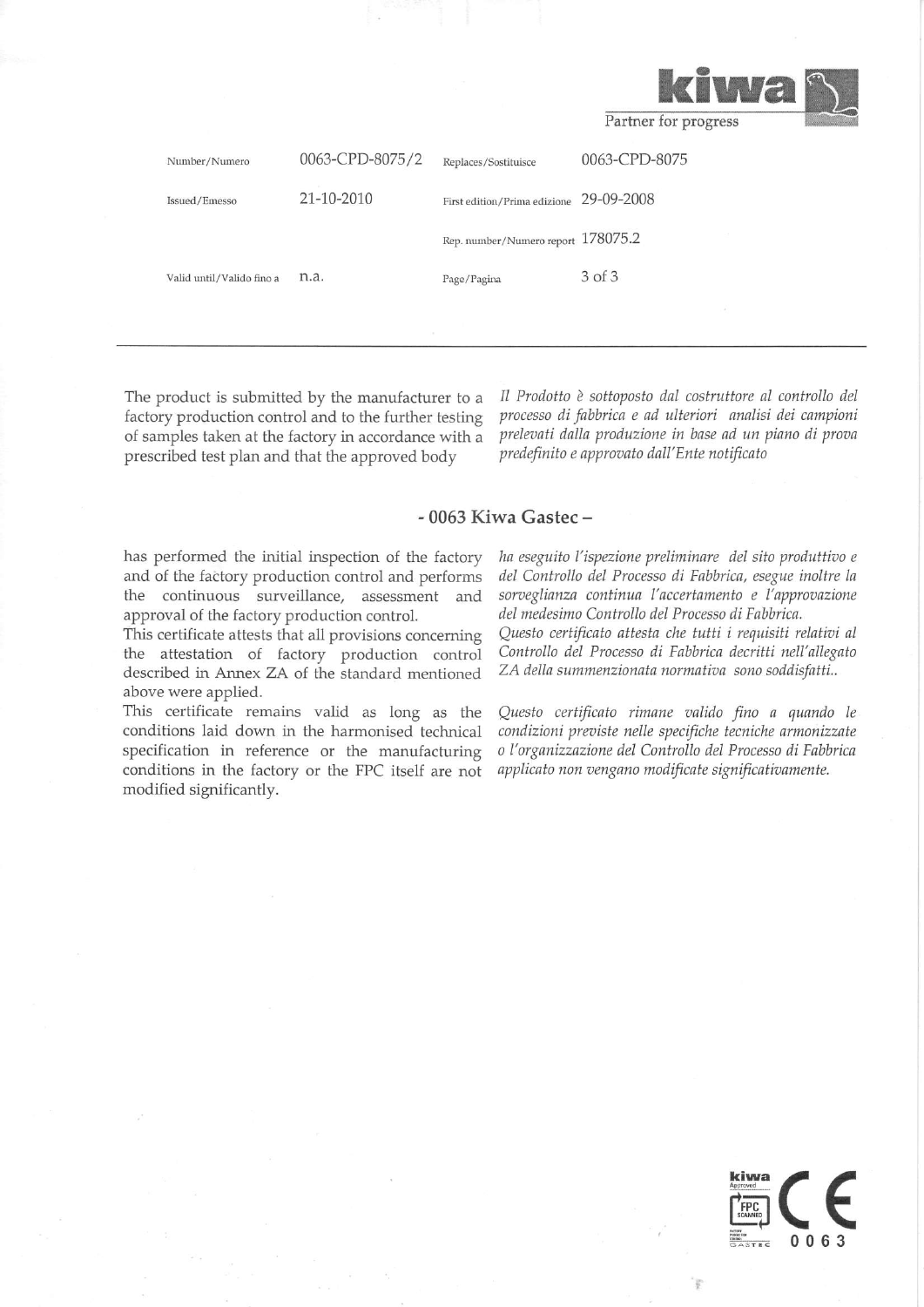Partner for progress

| | | | |
|---|---|---|---|
| Number/Numero | 0063-CPD-8075/2 | Replaces/Sostituisce | 0063-CPD-8075 |
| Issued/Emesso | 21-10-2010 | First edition/Prima edizione | 29-09-2008 |
| | | Rep. number/Numero report | 178075.2 |
| Valid until/Valido fino a | n.a. | Page/Pagina | 3 of 3 |

---

The product is submitted by the manufacturer to a factory production control and to the further testing of samples taken at the factory in accordance with a prescribed test plan and that the approved body

*Il Prodotto è sottoposto dal costruttore al controllo del processo di fabbrica e ad ulteriori analisi dei campioni prelevati dalla produzione in base ad un piano di prova predefinito e approvato dall'Ente notificato*

**- 0063 Kiwa Gastec –**

has performed the initial inspection of the factory and of the factory production control and performs the continuous surveillance, assessment and approval of the factory production control.

This certificate attests that all provisions concerning the attestation of factory production control described in Annex ZA of the standard mentioned above were applied.

This certificate remains valid as long as the conditions laid down in the harmonised technical specification in reference or the manufacturing conditions in the factory or the FPC itself are not modified significantly.

*ha eseguito l'ispezione preliminare del sito produttivo e del Controllo del Processo di Fabbrica, esegue inoltre la sorveglianza continua l'accertamento e l'approvazione del medesimo Controllo del Processo di Fabbrica.*

*Questo certificato attesta che tutti i requisiti relativi al Controllo del Processo di Fabbrica decritti nell'allegato ZA della summenzionata normativa sono soddisfatti..*

*Questo certificato rimane valido fino a quando le condizioni previste nelle specifiche tecniche armonizzate o l'organizzazione del Controllo del Processo di Fabbrica applicato non vengano modificate significativamente.*

kiwa Approved FPC SCANNED GASTEC CE 0063